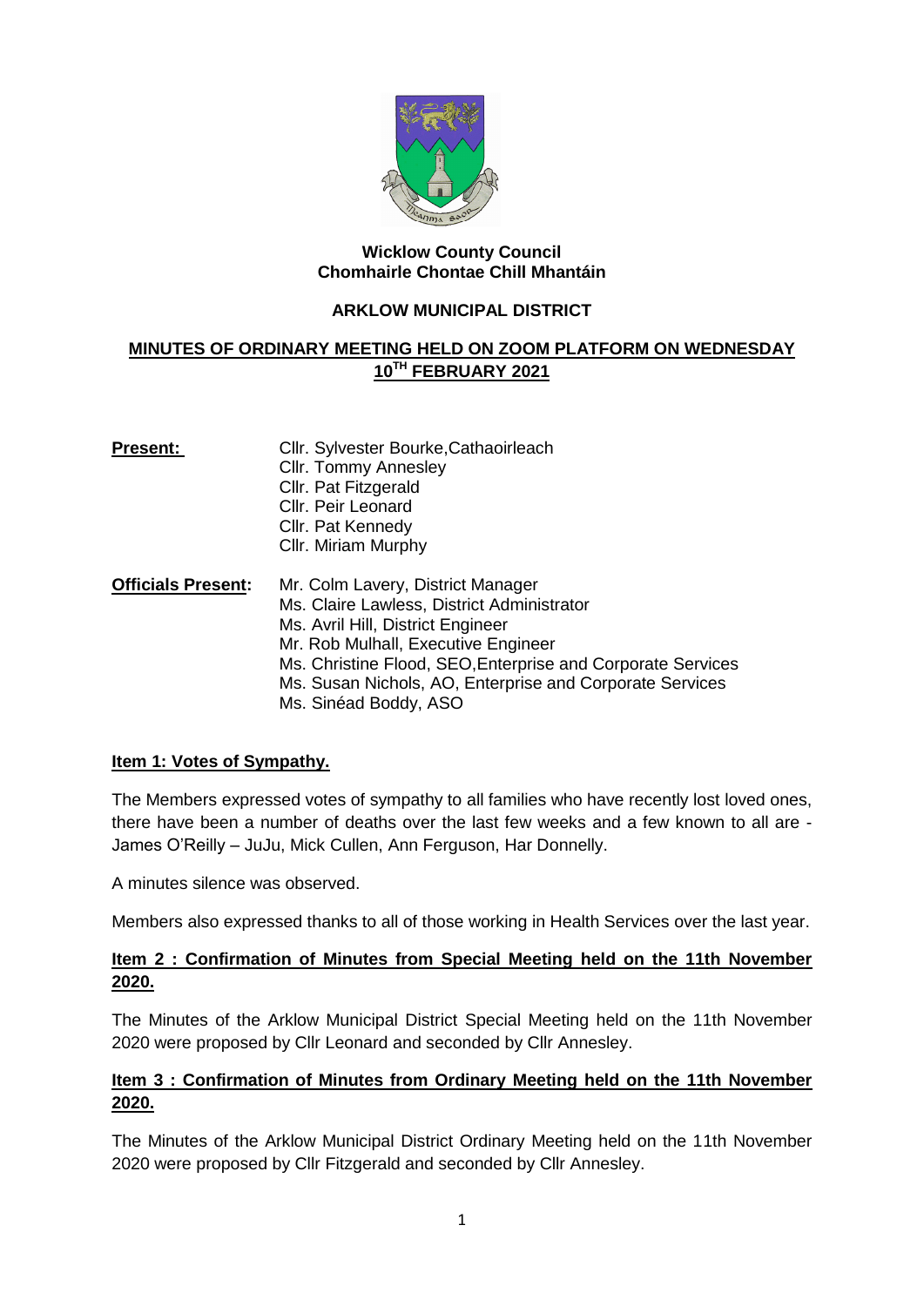**Wicklow County Council**
**Chomhairle Chontae Chill Mhantáin**

**ARKLOW MUNICIPAL DISTRICT**

## MINUTES OF ORDINARY MEETING HELD ON ZOOM PLATFORM ON WEDNESDAY 10TH FEBRUARY 2021

**Present:**
Cllr. Sylvester Bourke,Cathaoirleach
Cllr. Tommy Annesley
Cllr. Pat Fitzgerald
Cllr. Peir Leonard
Cllr. Pat Kennedy
Cllr. Miriam Murphy

**Officials Present:**
Mr. Colm Lavery, District Manager
Ms. Claire Lawless, District Administrator
Ms. Avril Hill, District Engineer
Mr. Rob Mulhall, Executive Engineer
Ms. Christine Flood, SEO,Enterprise and Corporate Services
Ms. Susan Nichols, AO, Enterprise and Corporate Services
Ms. Sinéad Boddy, ASO

### Item 1: Votes of Sympathy.

The Members expressed votes of sympathy to all families who have recently lost loved ones, there have been a number of deaths over the last few weeks and a few known to all are - James O'Reilly – JuJu, Mick Cullen, Ann Ferguson, Har Donnelly.

A minutes silence was observed.

Members also expressed thanks to all of those working in Health Services over the last year.

### Item 2 : Confirmation of Minutes from Special Meeting held on the 11th November 2020.

The Minutes of the Arklow Municipal District Special Meeting held on the 11th November 2020 were proposed by Cllr Leonard and seconded by Cllr Annesley.

### Item 3 : Confirmation of Minutes from Ordinary Meeting held on the 11th November 2020.

The Minutes of the Arklow Municipal District Ordinary Meeting held on the 11th November 2020 were proposed by Cllr Fitzgerald and seconded by Cllr Annesley.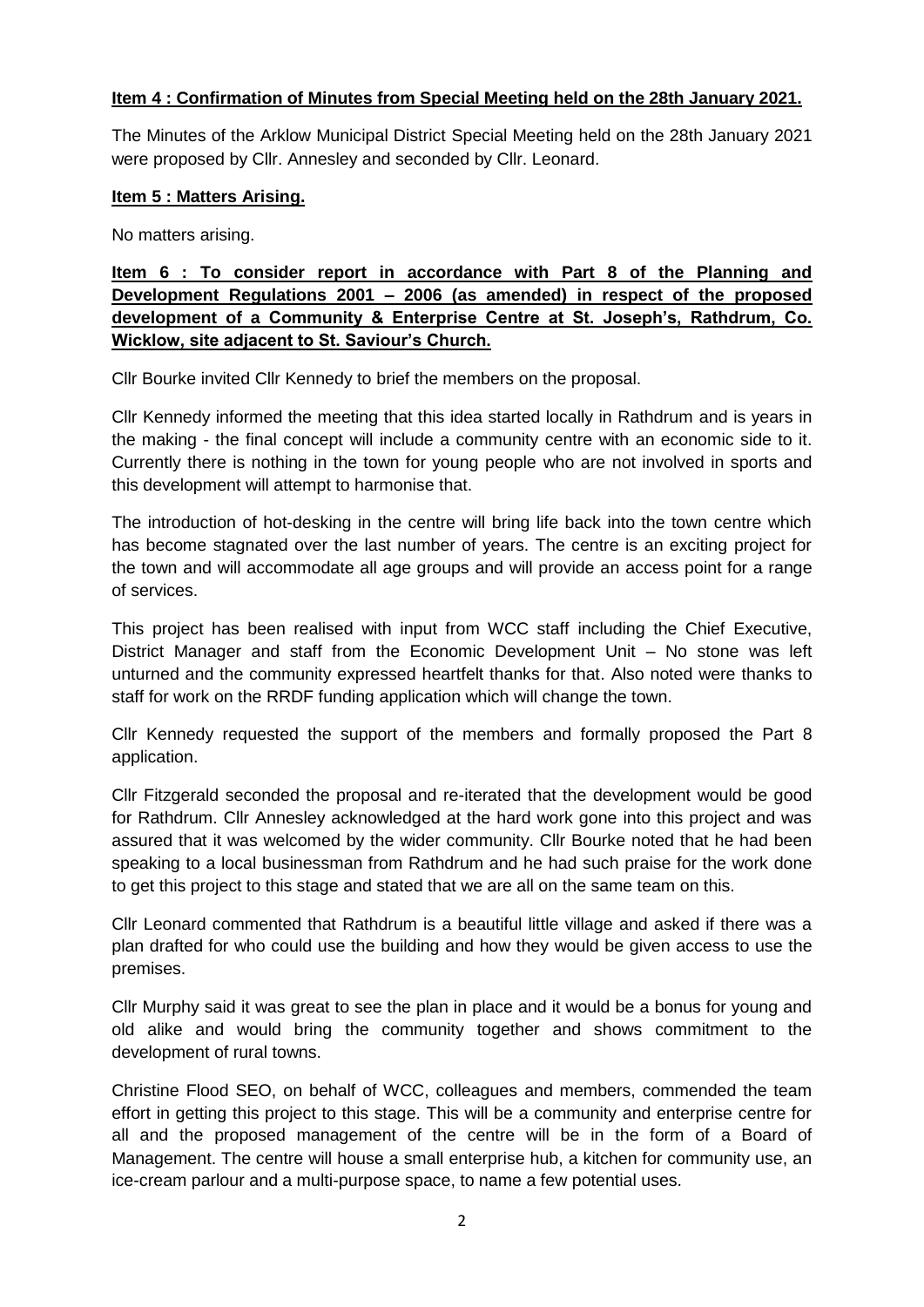**Item 4 : Confirmation of Minutes from Special Meeting held on the 28th January 2021.**

The Minutes of the Arklow Municipal District Special Meeting held on the 28th January 2021 were proposed by Cllr. Annesley and seconded by Cllr. Leonard.

**Item 5 : Matters Arising.**

No matters arising.

**Item 6 : To consider report in accordance with Part 8 of the Planning and Development Regulations 2001 – 2006 (as amended) in respect of the proposed development of a Community & Enterprise Centre at St. Joseph's, Rathdrum, Co. Wicklow, site adjacent to St. Saviour's Church.**

Cllr Bourke invited Cllr Kennedy to brief the members on the proposal.

Cllr Kennedy informed the meeting that this idea started locally in Rathdrum and is years in the making - the final concept will include a community centre with an economic side to it. Currently there is nothing in the town for young people who are not involved in sports and this development will attempt to harmonise that.

The introduction of hot-desking in the centre will bring life back into the town centre which has become stagnated over the last number of years. The centre is an exciting project for the town and will accommodate all age groups and will provide an access point for a range of services.

This project has been realised with input from WCC staff including the Chief Executive, District Manager and staff from the Economic Development Unit – No stone was left unturned and the community expressed heartfelt thanks for that. Also noted were thanks to staff for work on the RRDF funding application which will change the town.

Cllr Kennedy requested the support of the members and formally proposed the Part 8 application.

Cllr Fitzgerald seconded the proposal and re-iterated that the development would be good for Rathdrum. Cllr Annesley acknowledged at the hard work gone into this project and was assured that it was welcomed by the wider community. Cllr Bourke noted that he had been speaking to a local businessman from Rathdrum and he had such praise for the work done to get this project to this stage and stated that we are all on the same team on this.

Cllr Leonard commented that Rathdrum is a beautiful little village and asked if there was a plan drafted for who could use the building and how they would be given access to use the premises.

Cllr Murphy said it was great to see the plan in place and it would be a bonus for young and old alike and would bring the community together and shows commitment to the development of rural towns.

Christine Flood SEO, on behalf of WCC, colleagues and members, commended the team effort in getting this project to this stage. This will be a community and enterprise centre for all and the proposed management of the centre will be in the form of a Board of Management. The centre will house a small enterprise hub, a kitchen for community use, an ice-cream parlour and a multi-purpose space, to name a few potential uses.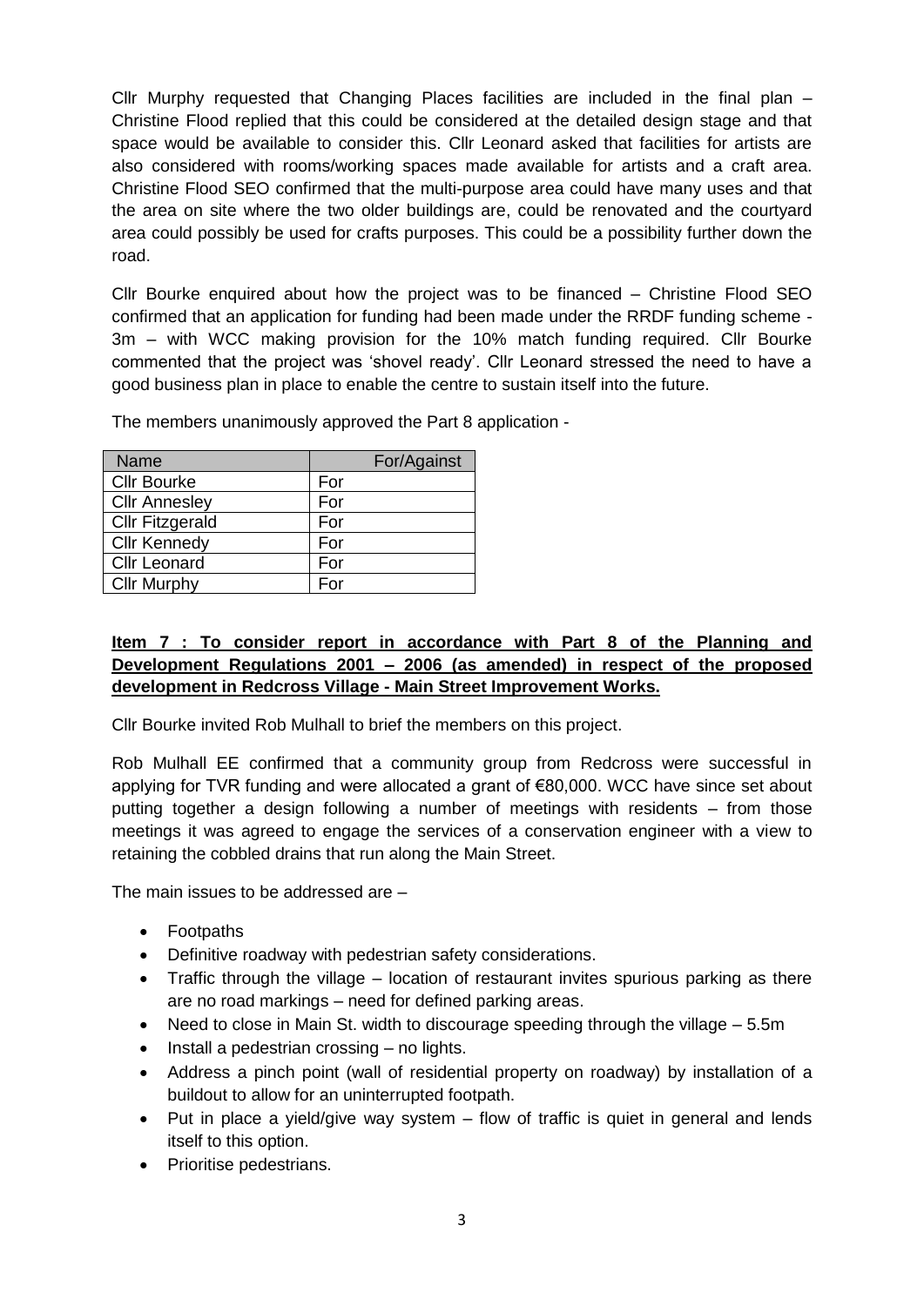Cllr Murphy requested that Changing Places facilities are included in the final plan – Christine Flood replied that this could be considered at the detailed design stage and that space would be available to consider this. Cllr Leonard asked that facilities for artists are also considered with rooms/working spaces made available for artists and a craft area. Christine Flood SEO confirmed that the multi-purpose area could have many uses and that the area on site where the two older buildings are, could be renovated and the courtyard area could possibly be used for crafts purposes. This could be a possibility further down the road.

Cllr Bourke enquired about how the project was to be financed – Christine Flood SEO confirmed that an application for funding had been made under the RRDF funding scheme - 3m – with WCC making provision for the 10% match funding required. Cllr Bourke commented that the project was 'shovel ready'. Cllr Leonard stressed the need to have a good business plan in place to enable the centre to sustain itself into the future.

The members unanimously approved the Part 8 application -

| Name | For/Against |
|---|---|
| Cllr Bourke | For |
| Cllr Annesley | For |
| Cllr Fitzgerald | For |
| Cllr Kennedy | For |
| Cllr Leonard | For |
| Cllr Murphy | For |

**Item 7 : To consider report in accordance with Part 8 of the Planning and Development Regulations 2001 – 2006 (as amended) in respect of the proposed development in Redcross Village - Main Street Improvement Works.**

Cllr Bourke invited Rob Mulhall to brief the members on this project.

Rob Mulhall EE confirmed that a community group from Redcross were successful in applying for TVR funding and were allocated a grant of €80,000. WCC have since set about putting together a design following a number of meetings with residents – from those meetings it was agreed to engage the services of a conservation engineer with a view to retaining the cobbled drains that run along the Main Street.

The main issues to be addressed are –

- Footpaths
- Definitive roadway with pedestrian safety considerations.
- Traffic through the village – location of restaurant invites spurious parking as there are no road markings – need for defined parking areas.
- Need to close in Main St. width to discourage speeding through the village – 5.5m
- Install a pedestrian crossing – no lights.
- Address a pinch point (wall of residential property on roadway) by installation of a buildout to allow for an uninterrupted footpath.
- Put in place a yield/give way system – flow of traffic is quiet in general and lends itself to this option.
- Prioritise pedestrians.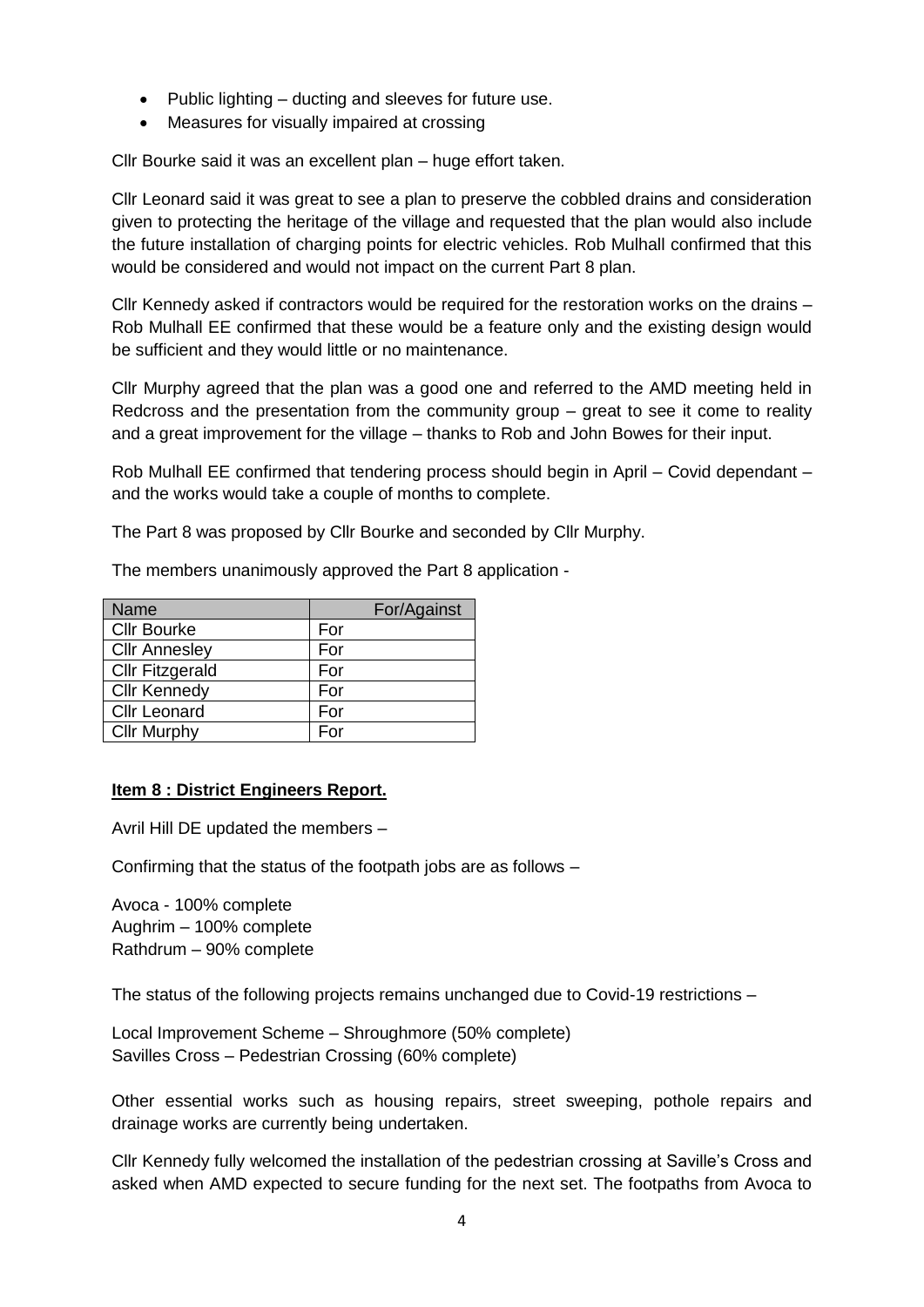- Public lighting – ducting and sleeves for future use.
- Measures for visually impaired at crossing

Cllr Bourke said it was an excellent plan – huge effort taken.

Cllr Leonard said it was great to see a plan to preserve the cobbled drains and consideration given to protecting the heritage of the village and requested that the plan would also include the future installation of charging points for electric vehicles. Rob Mulhall confirmed that this would be considered and would not impact on the current Part 8 plan.

Cllr Kennedy asked if contractors would be required for the restoration works on the drains – Rob Mulhall EE confirmed that these would be a feature only and the existing design would be sufficient and they would little or no maintenance.

Cllr Murphy agreed that the plan was a good one and referred to the AMD meeting held in Redcross and the presentation from the community group – great to see it come to reality and a great improvement for the village – thanks to Rob and John Bowes for their input.

Rob Mulhall EE confirmed that tendering process should begin in April – Covid dependant – and the works would take a couple of months to complete.

The Part 8 was proposed by Cllr Bourke and seconded by Cllr Murphy.

The members unanimously approved the Part 8 application -

| Name | For/Against |
|---|---|
| Cllr Bourke | For |
| Cllr Annesley | For |
| Cllr Fitzgerald | For |
| Cllr Kennedy | For |
| Cllr Leonard | For |
| Cllr Murphy | For |

**Item 8 : District Engineers Report.**

Avril Hill DE updated the members –

Confirming that the status of the footpath jobs are as follows –

Avoca - 100% complete
Aughrim – 100% complete
Rathdrum – 90% complete

The status of the following projects remains unchanged due to Covid-19 restrictions –

Local Improvement Scheme – Shroughmore (50% complete)
Savilles Cross – Pedestrian Crossing (60% complete)

Other essential works such as housing repairs, street sweeping, pothole repairs and drainage works are currently being undertaken.

Cllr Kennedy fully welcomed the installation of the pedestrian crossing at Saville's Cross and asked when AMD expected to secure funding for the next set. The footpaths from Avoca to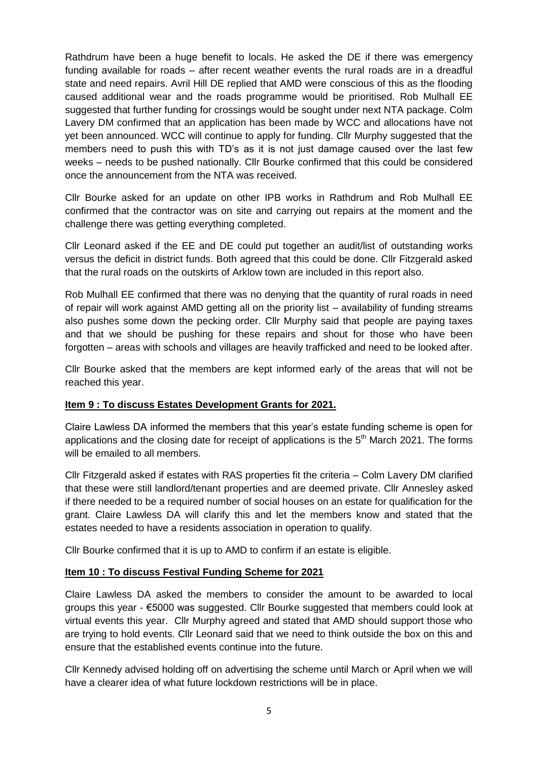Rathdrum have been a huge benefit to locals. He asked the DE if there was emergency funding available for roads – after recent weather events the rural roads are in a dreadful state and need repairs. Avril Hill DE replied that AMD were conscious of this as the flooding caused additional wear and the roads programme would be prioritised. Rob Mulhall EE suggested that further funding for crossings would be sought under next NTA package. Colm Lavery DM confirmed that an application has been made by WCC and allocations have not yet been announced. WCC will continue to apply for funding. Cllr Murphy suggested that the members need to push this with TD's as it is not just damage caused over the last few weeks – needs to be pushed nationally. Cllr Bourke confirmed that this could be considered once the announcement from the NTA was received.

Cllr Bourke asked for an update on other IPB works in Rathdrum and Rob Mulhall EE confirmed that the contractor was on site and carrying out repairs at the moment and the challenge there was getting everything completed.

Cllr Leonard asked if the EE and DE could put together an audit/list of outstanding works versus the deficit in district funds. Both agreed that this could be done. Cllr Fitzgerald asked that the rural roads on the outskirts of Arklow town are included in this report also.

Rob Mulhall EE confirmed that there was no denying that the quantity of rural roads in need of repair will work against AMD getting all on the priority list – availability of funding streams also pushes some down the pecking order. Cllr Murphy said that people are paying taxes and that we should be pushing for these repairs and shout for those who have been forgotten – areas with schools and villages are heavily trafficked and need to be looked after.

Cllr Bourke asked that the members are kept informed early of the areas that will not be reached this year.

**Item 9 : To discuss Estates Development Grants for 2021.**

Claire Lawless DA informed the members that this year's estate funding scheme is open for applications and the closing date for receipt of applications is the 5th March 2021. The forms will be emailed to all members.

Cllr Fitzgerald asked if estates with RAS properties fit the criteria – Colm Lavery DM clarified that these were still landlord/tenant properties and are deemed private. Cllr Annesley asked if there needed to be a required number of social houses on an estate for qualification for the grant. Claire Lawless DA will clarify this and let the members know and stated that the estates needed to have a residents association in operation to qualify.

Cllr Bourke confirmed that it is up to AMD to confirm if an estate is eligible.

**Item 10 : To discuss Festival Funding Scheme for 2021**

Claire Lawless DA asked the members to consider the amount to be awarded to local groups this year - €5000 was suggested. Cllr Bourke suggested that members could look at virtual events this year. Cllr Murphy agreed and stated that AMD should support those who are trying to hold events. Cllr Leonard said that we need to think outside the box on this and ensure that the established events continue into the future.

Cllr Kennedy advised holding off on advertising the scheme until March or April when we will have a clearer idea of what future lockdown restrictions will be in place.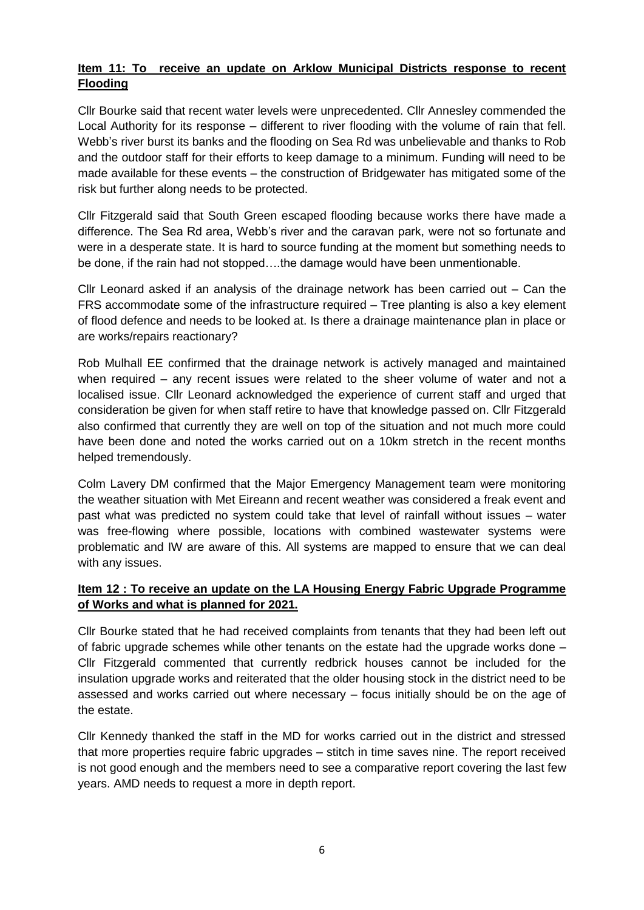**Item 11: To receive an update on Arklow Municipal Districts response to recent Flooding**

Cllr Bourke said that recent water levels were unprecedented. Cllr Annesley commended the Local Authority for its response – different to river flooding with the volume of rain that fell. Webb's river burst its banks and the flooding on Sea Rd was unbelievable and thanks to Rob and the outdoor staff for their efforts to keep damage to a minimum. Funding will need to be made available for these events – the construction of Bridgewater has mitigated some of the risk but further along needs to be protected.

Cllr Fitzgerald said that South Green escaped flooding because works there have made a difference. The Sea Rd area, Webb's river and the caravan park, were not so fortunate and were in a desperate state. It is hard to source funding at the moment but something needs to be done, if the rain had not stopped….the damage would have been unmentionable.

Cllr Leonard asked if an analysis of the drainage network has been carried out – Can the FRS accommodate some of the infrastructure required – Tree planting is also a key element of flood defence and needs to be looked at. Is there a drainage maintenance plan in place or are works/repairs reactionary?

Rob Mulhall EE confirmed that the drainage network is actively managed and maintained when required – any recent issues were related to the sheer volume of water and not a localised issue. Cllr Leonard acknowledged the experience of current staff and urged that consideration be given for when staff retire to have that knowledge passed on. Cllr Fitzgerald also confirmed that currently they are well on top of the situation and not much more could have been done and noted the works carried out on a 10km stretch in the recent months helped tremendously.

Colm Lavery DM confirmed that the Major Emergency Management team were monitoring the weather situation with Met Eireann and recent weather was considered a freak event and past what was predicted no system could take that level of rainfall without issues – water was free-flowing where possible, locations with combined wastewater systems were problematic and IW are aware of this. All systems are mapped to ensure that we can deal with any issues.

**Item 12 : To receive an update on the LA Housing Energy Fabric Upgrade Programme of Works and what is planned for 2021.**

Cllr Bourke stated that he had received complaints from tenants that they had been left out of fabric upgrade schemes while other tenants on the estate had the upgrade works done – Cllr Fitzgerald commented that currently redbrick houses cannot be included for the insulation upgrade works and reiterated that the older housing stock in the district need to be assessed and works carried out where necessary – focus initially should be on the age of the estate.

Cllr Kennedy thanked the staff in the MD for works carried out in the district and stressed that more properties require fabric upgrades – stitch in time saves nine. The report received is not good enough and the members need to see a comparative report covering the last few years. AMD needs to request a more in depth report.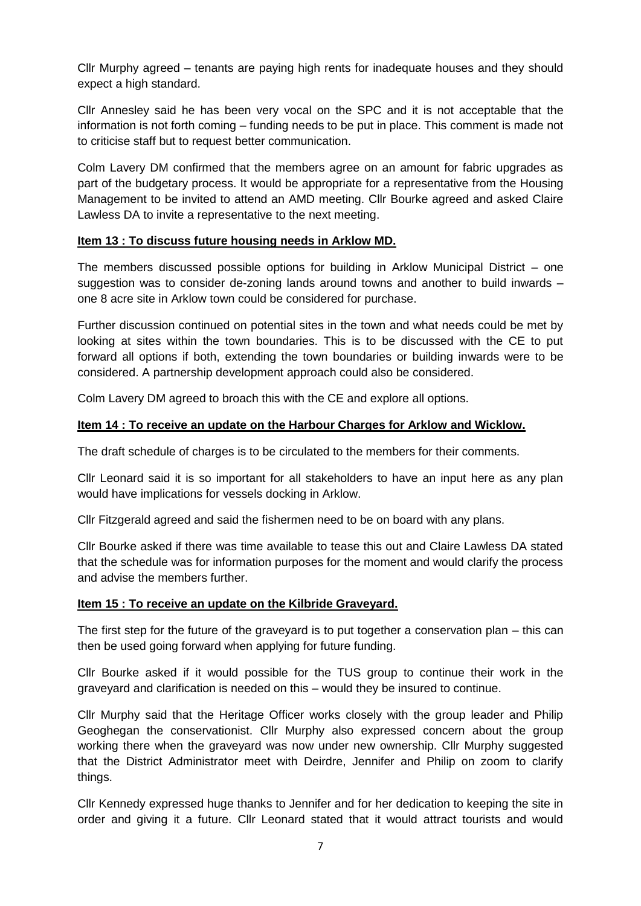Cllr Murphy agreed – tenants are paying high rents for inadequate houses and they should expect a high standard.

Cllr Annesley said he has been very vocal on the SPC and it is not acceptable that the information is not forth coming – funding needs to be put in place. This comment is made not to criticise staff but to request better communication.

Colm Lavery DM confirmed that the members agree on an amount for fabric upgrades as part of the budgetary process. It would be appropriate for a representative from the Housing Management to be invited to attend an AMD meeting. Cllr Bourke agreed and asked Claire Lawless DA to invite a representative to the next meeting.

**Item 13 : To discuss future housing needs in Arklow MD.**

The members discussed possible options for building in Arklow Municipal District – one suggestion was to consider de-zoning lands around towns and another to build inwards – one 8 acre site in Arklow town could be considered for purchase.

Further discussion continued on potential sites in the town and what needs could be met by looking at sites within the town boundaries. This is to be discussed with the CE to put forward all options if both, extending the town boundaries or building inwards were to be considered. A partnership development approach could also be considered.

Colm Lavery DM agreed to broach this with the CE and explore all options.

**Item 14 : To receive an update on the Harbour Charges for Arklow and Wicklow.**

The draft schedule of charges is to be circulated to the members for their comments.

Cllr Leonard said it is so important for all stakeholders to have an input here as any plan would have implications for vessels docking in Arklow.

Cllr Fitzgerald agreed and said the fishermen need to be on board with any plans.

Cllr Bourke asked if there was time available to tease this out and Claire Lawless DA stated that the schedule was for information purposes for the moment and would clarify the process and advise the members further.

**Item 15 : To receive an update on the Kilbride Graveyard.**

The first step for the future of the graveyard is to put together a conservation plan – this can then be used going forward when applying for future funding.

Cllr Bourke asked if it would possible for the TUS group to continue their work in the graveyard and clarification is needed on this – would they be insured to continue.

Cllr Murphy said that the Heritage Officer works closely with the group leader and Philip Geoghegan the conservationist. Cllr Murphy also expressed concern about the group working there when the graveyard was now under new ownership. Cllr Murphy suggested that the District Administrator meet with Deirdre, Jennifer and Philip on zoom to clarify things.

Cllr Kennedy expressed huge thanks to Jennifer and for her dedication to keeping the site in order and giving it a future. Cllr Leonard stated that it would attract tourists and would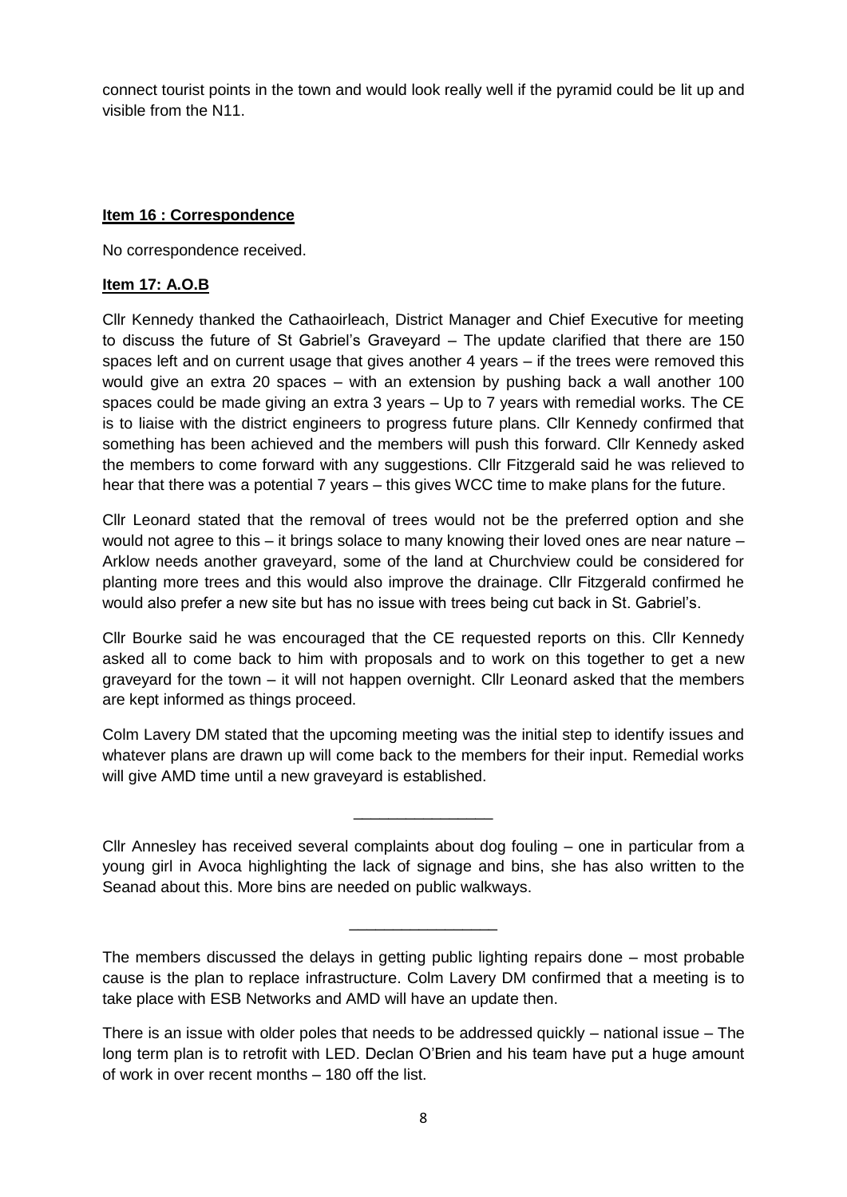connect tourist points in the town and would look really well if the pyramid could be lit up and visible from the N11.

**Item 16 : Correspondence**

No correspondence received.

**Item 17: A.O.B**

Cllr Kennedy thanked the Cathaoirleach, District Manager and Chief Executive for meeting to discuss the future of St Gabriel's Graveyard – The update clarified that there are 150 spaces left and on current usage that gives another 4 years – if the trees were removed this would give an extra 20 spaces – with an extension by pushing back a wall another 100 spaces could be made giving an extra 3 years – Up to 7 years with remedial works. The CE is to liaise with the district engineers to progress future plans. Cllr Kennedy confirmed that something has been achieved and the members will push this forward. Cllr Kennedy asked the members to come forward with any suggestions. Cllr Fitzgerald said he was relieved to hear that there was a potential 7 years – this gives WCC time to make plans for the future.

Cllr Leonard stated that the removal of trees would not be the preferred option and she would not agree to this – it brings solace to many knowing their loved ones are near nature – Arklow needs another graveyard, some of the land at Churchview could be considered for planting more trees and this would also improve the drainage. Cllr Fitzgerald confirmed he would also prefer a new site but has no issue with trees being cut back in St. Gabriel's.

Cllr Bourke said he was encouraged that the CE requested reports on this. Cllr Kennedy asked all to come back to him with proposals and to work on this together to get a new graveyard for the town – it will not happen overnight. Cllr Leonard asked that the members are kept informed as things proceed.

Colm Lavery DM stated that the upcoming meeting was the initial step to identify issues and whatever plans are drawn up will come back to the members for their input. Remedial works will give AMD time until a new graveyard is established.

---

Cllr Annesley has received several complaints about dog fouling – one in particular from a young girl in Avoca highlighting the lack of signage and bins, she has also written to the Seanad about this. More bins are needed on public walkways.

---

The members discussed the delays in getting public lighting repairs done – most probable cause is the plan to replace infrastructure. Colm Lavery DM confirmed that a meeting is to take place with ESB Networks and AMD will have an update then.

There is an issue with older poles that needs to be addressed quickly – national issue – The long term plan is to retrofit with LED. Declan O'Brien and his team have put a huge amount of work in over recent months – 180 off the list.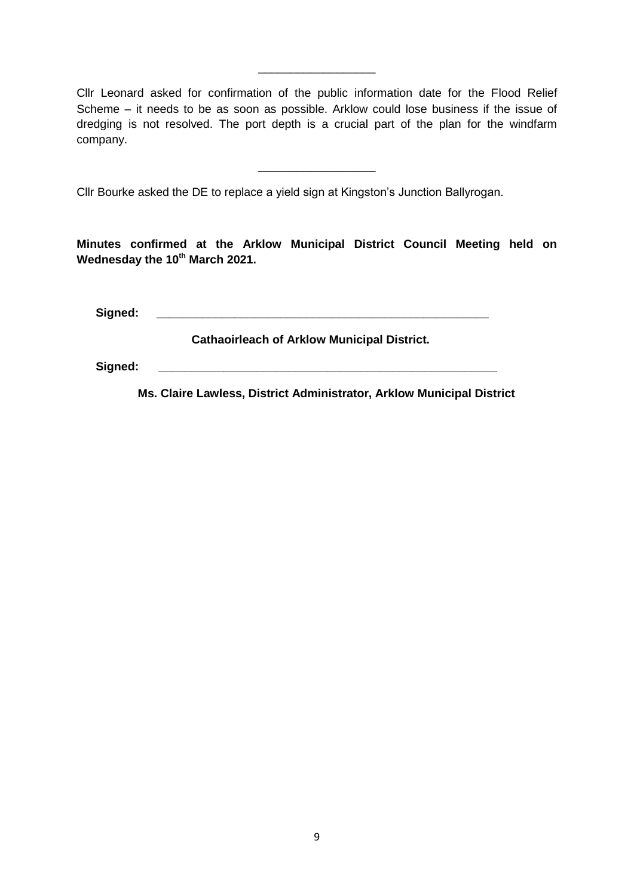\_\_\_\_\_\_\_\_\_\_\_\_\_\_\_\_\_\_

Cllr Leonard asked for confirmation of the public information date for the Flood Relief Scheme – it needs to be as soon as possible. Arklow could lose business if the issue of dredging is not resolved. The port depth is a crucial part of the plan for the windfarm company.

\_\_\_\_\_\_\_\_\_\_\_\_\_\_\_\_\_\_

Cllr Bourke asked the DE to replace a yield sign at Kingston's Junction Ballyrogan.

**Minutes confirmed at the Arklow Municipal District Council Meeting held on Wednesday the 10th March 2021.**

**Signed: \_\_\_\_\_\_\_\_\_\_\_\_\_\_\_\_\_\_\_\_\_\_\_\_\_\_\_\_\_\_\_\_\_\_\_\_\_\_\_\_\_\_\_\_\_\_\_\_\_\_**

**Cathaoirleach of Arklow Municipal District.**

**Signed: \_\_\_\_\_\_\_\_\_\_\_\_\_\_\_\_\_\_\_\_\_\_\_\_\_\_\_\_\_\_\_\_\_\_\_\_\_\_\_\_\_\_\_\_\_\_\_\_\_\_**

**Ms. Claire Lawless, District Administrator, Arklow Municipal District**